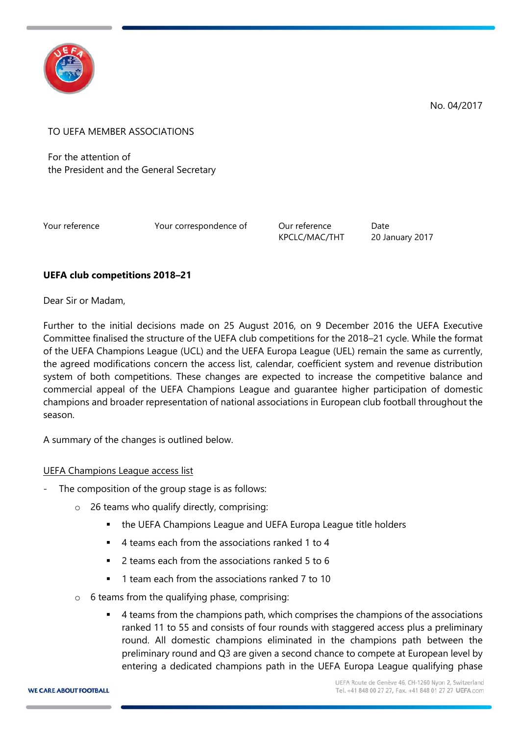No. 04/2017

TO UEFA MEMBER ASSOCIATIONS

For the attention of
the President and the General Secretary

| Your reference | Your correspondence of | Our reference | Date |
|---|---|---|---|
| | | KPCLC/MAC/THT | 20 January 2017 |

**UEFA club competitions 2018–21**

Dear Sir or Madam,

Further to the initial decisions made on 25 August 2016, on 9 December 2016 the UEFA Executive Committee finalised the structure of the UEFA club competitions for the 2018–21 cycle. While the format of the UEFA Champions League (UCL) and the UEFA Europa League (UEL) remain the same as currently, the agreed modifications concern the access list, calendar, coefficient system and revenue distribution system of both competitions. These changes are expected to increase the competitive balance and commercial appeal of the UEFA Champions League and guarantee higher participation of domestic champions and broader representation of national associations in European club football throughout the season.

A summary of the changes is outlined below.

<u>UEFA Champions League access list</u>

- The composition of the group stage is as follows:
  - 26 teams who qualify directly, comprising:
    - the UEFA Champions League and UEFA Europa League title holders
    - 4 teams each from the associations ranked 1 to 4
    - 2 teams each from the associations ranked 5 to 6
    - 1 team each from the associations ranked 7 to 10
  - 6 teams from the qualifying phase, comprising:
    - 4 teams from the champions path, which comprises the champions of the associations ranked 11 to 55 and consists of four rounds with staggered access plus a preliminary round. All domestic champions eliminated in the champions path between the preliminary round and Q3 are given a second chance to compete at European level by entering a dedicated champions path in the UEFA Europa League qualifying phase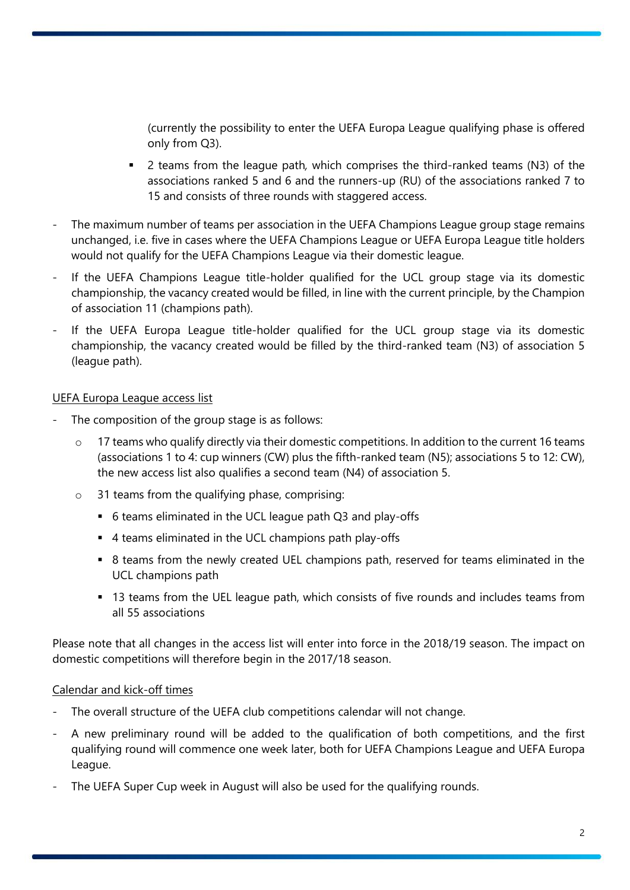(currently the possibility to enter the UEFA Europa League qualifying phase is offered only from Q3).

    - 2 teams from the league path, which comprises the third-ranked teams (N3) of the associations ranked 5 and 6 and the runners-up (RU) of the associations ranked 7 to 15 and consists of three rounds with staggered access.

- The maximum number of teams per association in the UEFA Champions League group stage remains unchanged, i.e. five in cases where the UEFA Champions League or UEFA Europa League title holders would not qualify for the UEFA Champions League via their domestic league.
- If the UEFA Champions League title-holder qualified for the UCL group stage via its domestic championship, the vacancy created would be filled, in line with the current principle, by the Champion of association 11 (champions path).
- If the UEFA Europa League title-holder qualified for the UCL group stage via its domestic championship, the vacancy created would be filled by the third-ranked team (N3) of association 5 (league path).

<u>UEFA Europa League access list</u>

- The composition of the group stage is as follows:
    - 17 teams who qualify directly via their domestic competitions. In addition to the current 16 teams (associations 1 to 4: cup winners (CW) plus the fifth-ranked team (N5); associations 5 to 12: CW), the new access list also qualifies a second team (N4) of association 5.
    - 31 teams from the qualifying phase, comprising:
        - 6 teams eliminated in the UCL league path Q3 and play-offs
        - 4 teams eliminated in the UCL champions path play-offs
        - 8 teams from the newly created UEL champions path, reserved for teams eliminated in the UCL champions path
        - 13 teams from the UEL league path, which consists of five rounds and includes teams from all 55 associations

Please note that all changes in the access list will enter into force in the 2018/19 season. The impact on domestic competitions will therefore begin in the 2017/18 season.

<u>Calendar and kick-off times</u>

- The overall structure of the UEFA club competitions calendar will not change.
- A new preliminary round will be added to the qualification of both competitions, and the first qualifying round will commence one week later, both for UEFA Champions League and UEFA Europa League.
- The UEFA Super Cup week in August will also be used for the qualifying rounds.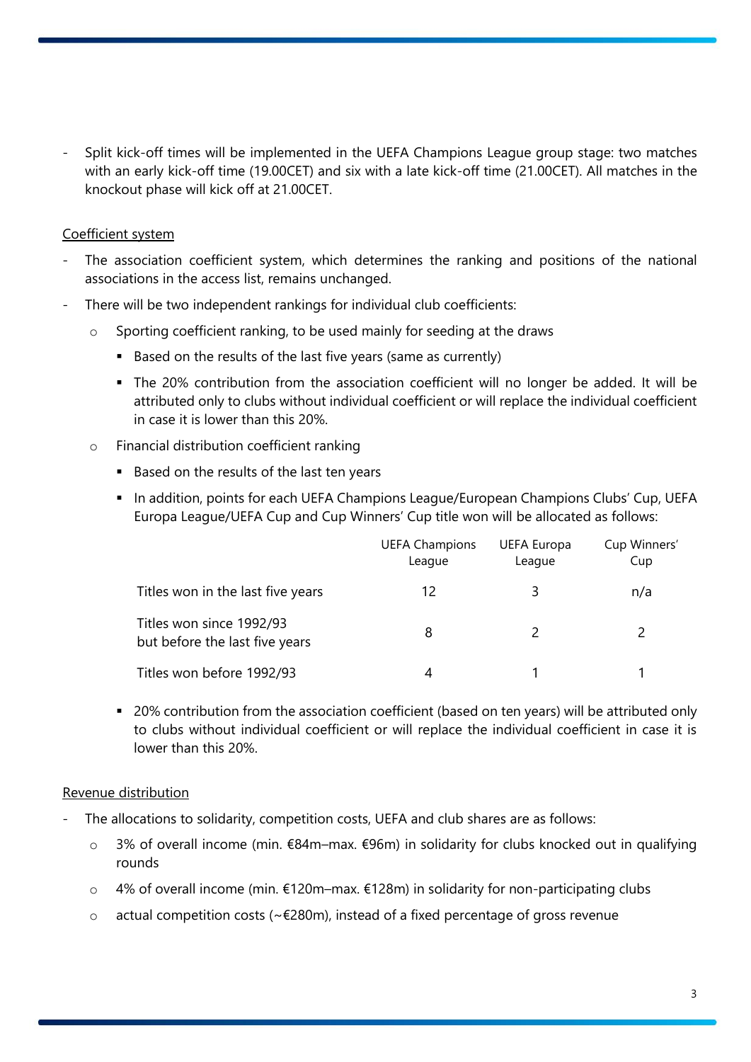- Split kick-off times will be implemented in the UEFA Champions League group stage: two matches with an early kick-off time (19.00CET) and six with a late kick-off time (21.00CET). All matches in the knockout phase will kick off at 21.00CET.

Coefficient system

- The association coefficient system, which determines the ranking and positions of the national associations in the access list, remains unchanged.
- There will be two independent rankings for individual club coefficients:
  - Sporting coefficient ranking, to be used mainly for seeding at the draws
    - Based on the results of the last five years (same as currently)
    - The 20% contribution from the association coefficient will no longer be added. It will be attributed only to clubs without individual coefficient or will replace the individual coefficient in case it is lower than this 20%.
  - Financial distribution coefficient ranking
    - Based on the results of the last ten years
    - In addition, points for each UEFA Champions League/European Champions Clubs' Cup, UEFA Europa League/UEFA Cup and Cup Winners' Cup title won will be allocated as follows:

| | UEFA Champions League | UEFA Europa League | Cup Winners' Cup |
|---|---|---|---|
| Titles won in the last five years | 12 | 3 | n/a |
| Titles won since 1992/93 but before the last five years | 8 | 2 | 2 |
| Titles won before 1992/93 | 4 | 1 | 1 |

    - 20% contribution from the association coefficient (based on ten years) will be attributed only to clubs without individual coefficient or will replace the individual coefficient in case it is lower than this 20%.

Revenue distribution

- The allocations to solidarity, competition costs, UEFA and club shares are as follows:
  - 3% of overall income (min. €84m–max. €96m) in solidarity for clubs knocked out in qualifying rounds
  - 4% of overall income (min. €120m–max. €128m) in solidarity for non-participating clubs
  - actual competition costs (~€280m), instead of a fixed percentage of gross revenue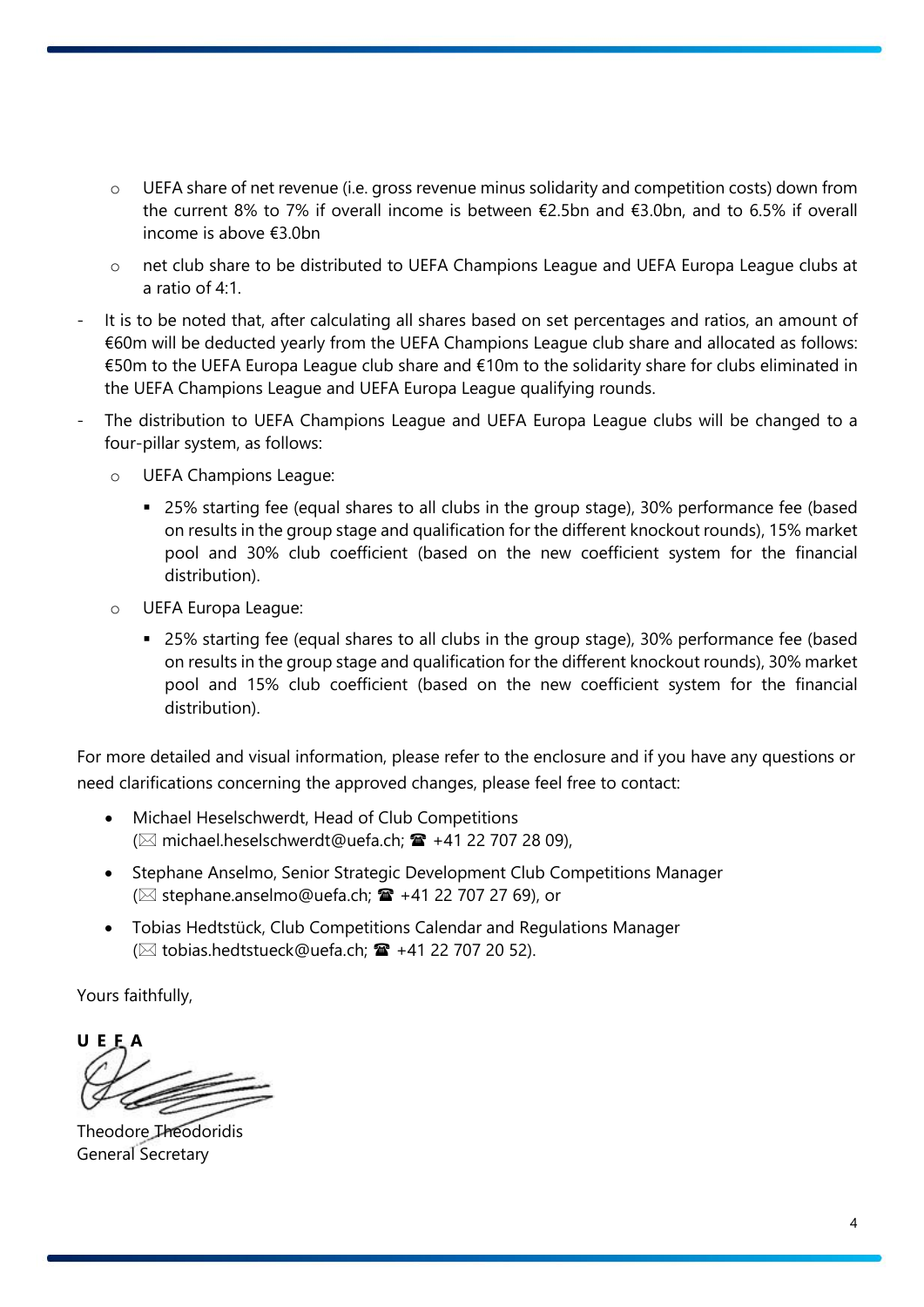- UEFA share of net revenue (i.e. gross revenue minus solidarity and competition costs) down from the current 8% to 7% if overall income is between €2.5bn and €3.0bn, and to 6.5% if overall income is above €3.0bn
  - net club share to be distributed to UEFA Champions League and UEFA Europa League clubs at a ratio of 4:1.
- It is to be noted that, after calculating all shares based on set percentages and ratios, an amount of €60m will be deducted yearly from the UEFA Champions League club share and allocated as follows: €50m to the UEFA Europa League club share and €10m to the solidarity share for clubs eliminated in the UEFA Champions League and UEFA Europa League qualifying rounds.
- The distribution to UEFA Champions League and UEFA Europa League clubs will be changed to a four-pillar system, as follows:
  - UEFA Champions League:
    - 25% starting fee (equal shares to all clubs in the group stage), 30% performance fee (based on results in the group stage and qualification for the different knockout rounds), 15% market pool and 30% club coefficient (based on the new coefficient system for the financial distribution).
  - UEFA Europa League:
    - 25% starting fee (equal shares to all clubs in the group stage), 30% performance fee (based on results in the group stage and qualification for the different knockout rounds), 30% market pool and 15% club coefficient (based on the new coefficient system for the financial distribution).

For more detailed and visual information, please refer to the enclosure and if you have any questions or need clarifications concerning the approved changes, please feel free to contact:

- Michael Heselschwerdt, Head of Club Competitions
  (✉ michael.heselschwerdt@uefa.ch; ☎ +41 22 707 28 09),
- Stephane Anselmo, Senior Strategic Development Club Competitions Manager
  (✉ stephane.anselmo@uefa.ch; ☎ +41 22 707 27 69), or
- Tobias Hedtstück, Club Competitions Calendar and Regulations Manager
  (✉ tobias.hedtstueck@uefa.ch; ☎ +41 22 707 20 52).

Yours faithfully,

**U E F A**

Theodore Theodoridis
General Secretary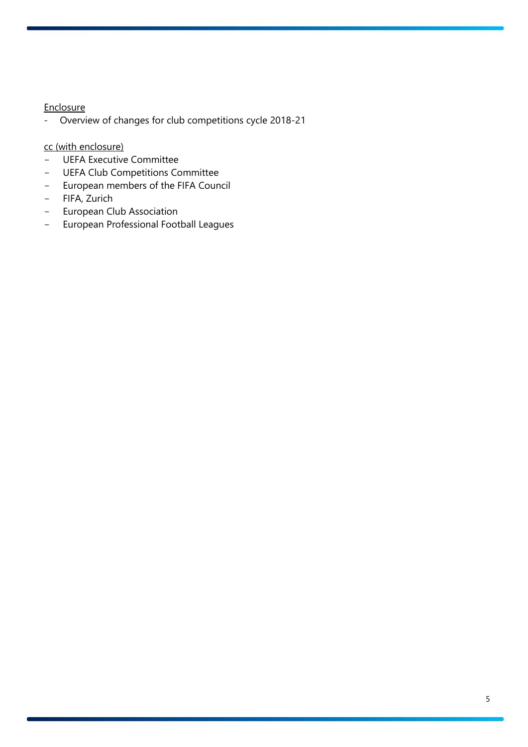<u>Enclosure</u>

- Overview of changes for club competitions cycle 2018-21

<u>cc (with enclosure)</u>

- UEFA Executive Committee
- UEFA Club Competitions Committee
- European members of the FIFA Council
- FIFA, Zurich
- European Club Association
- European Professional Football Leagues